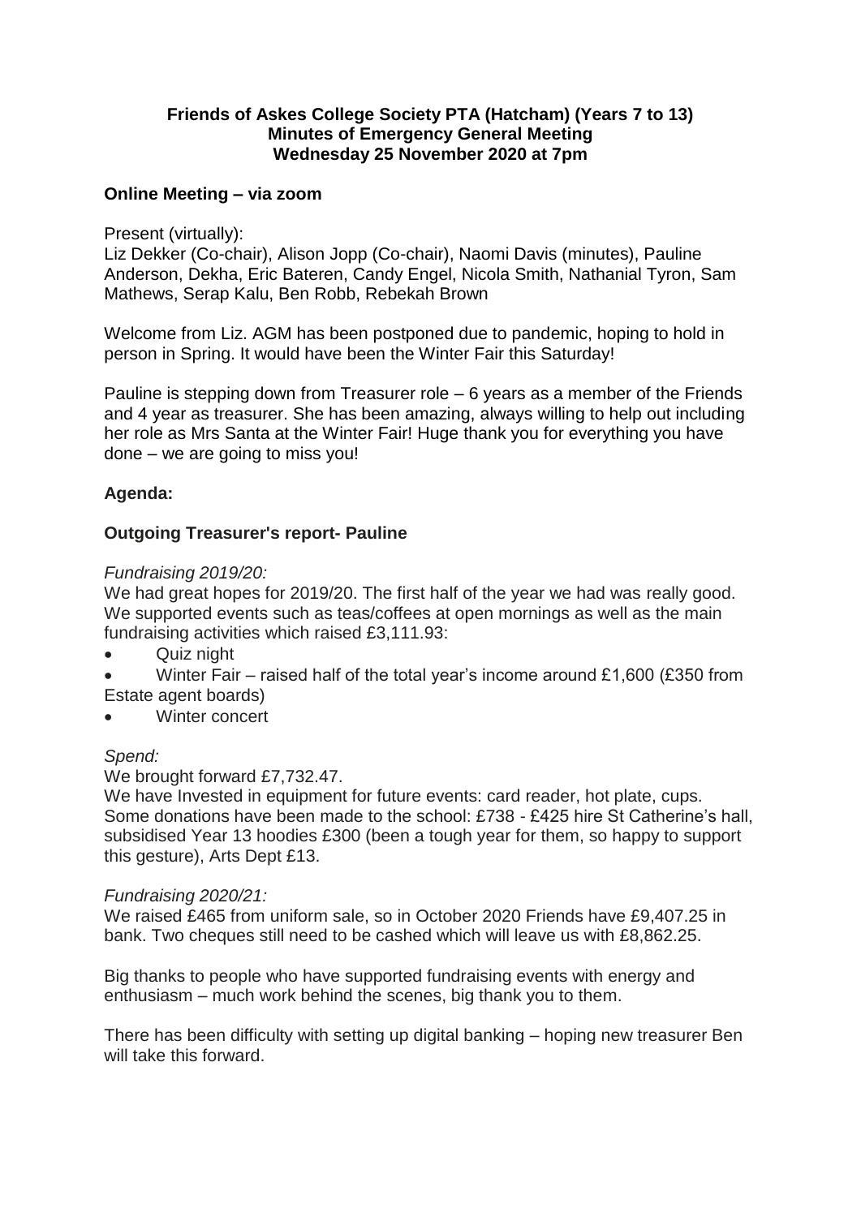**Friends of Askes College Society PTA (Hatcham) (Years 7 to 13)**
**Minutes of Emergency General Meeting**
**Wednesday 25 November 2020 at 7pm**

**Online Meeting – via zoom**

Present (virtually):
Liz Dekker (Co-chair), Alison Jopp (Co-chair), Naomi Davis (minutes), Pauline Anderson, Dekha, Eric Bateren, Candy Engel, Nicola Smith, Nathanial Tyron, Sam Mathews, Serap Kalu, Ben Robb, Rebekah Brown

Welcome from Liz. AGM has been postponed due to pandemic, hoping to hold in person in Spring. It would have been the Winter Fair this Saturday!

Pauline is stepping down from Treasurer role – 6 years as a member of the Friends and 4 year as treasurer. She has been amazing, always willing to help out including her role as Mrs Santa at the Winter Fair! Huge thank you for everything you have done – we are going to miss you!

**Agenda:**

**Outgoing Treasurer's report- Pauline**

*Fundraising 2019/20:*
We had great hopes for 2019/20. The first half of the year we had was really good. We supported events such as teas/coffees at open mornings as well as the main fundraising activities which raised £3,111.93:

- Quiz night
- Winter Fair – raised half of the total year's income around £1,600 (£350 from Estate agent boards)
- Winter concert

*Spend:*
We brought forward £7,732.47.
We have Invested in equipment for future events: card reader, hot plate, cups. Some donations have been made to the school: £738 - £425 hire St Catherine's hall, subsidised Year 13 hoodies £300 (been a tough year for them, so happy to support this gesture), Arts Dept £13.

*Fundraising 2020/21:*
We raised £465 from uniform sale, so in October 2020 Friends have £9,407.25 in bank. Two cheques still need to be cashed which will leave us with £8,862.25.

Big thanks to people who have supported fundraising events with energy and enthusiasm – much work behind the scenes, big thank you to them.

There has been difficulty with setting up digital banking – hoping new treasurer Ben will take this forward.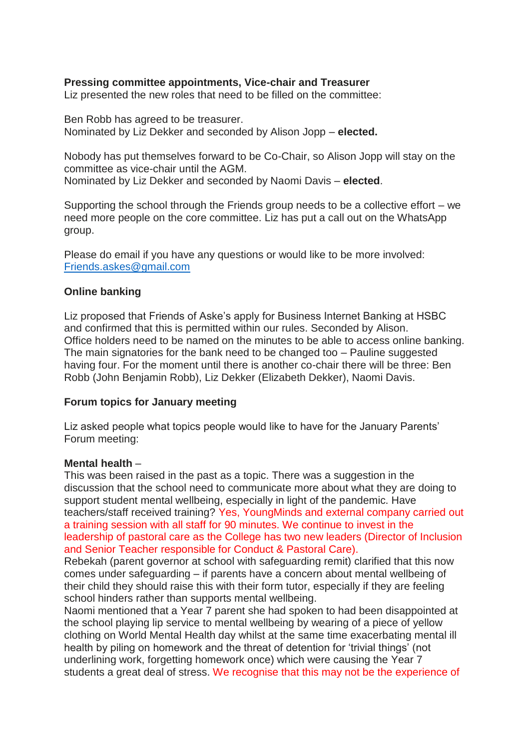**Pressing committee appointments, Vice-chair and Treasurer**
Liz presented the new roles that need to be filled on the committee:

Ben Robb has agreed to be treasurer.
Nominated by Liz Dekker and seconded by Alison Jopp – **elected.**

Nobody has put themselves forward to be Co-Chair, so Alison Jopp will stay on the committee as vice-chair until the AGM.
Nominated by Liz Dekker and seconded by Naomi Davis – **elected**.

Supporting the school through the Friends group needs to be a collective effort – we need more people on the core committee. Liz has put a call out on the WhatsApp group.

Please do email if you have any questions or would like to be more involved: [Friends.askes@gmail.com](mailto:Friends.askes@gmail.com)

**Online banking**

Liz proposed that Friends of Aske's apply for Business Internet Banking at HSBC and confirmed that this is permitted within our rules. Seconded by Alison.
Office holders need to be named on the minutes to be able to access online banking. The main signatories for the bank need to be changed too – Pauline suggested having four. For the moment until there is another co-chair there will be three: Ben Robb (John Benjamin Robb), Liz Dekker (Elizabeth Dekker), Naomi Davis.

**Forum topics for January meeting**

Liz asked people what topics people would like to have for the January Parents' Forum meeting:

**Mental health** –
This was been raised in the past as a topic. There was a suggestion in the discussion that the school need to communicate more about what they are doing to support student mental wellbeing, especially in light of the pandemic. Have teachers/staff received training? Yes, YoungMinds and external company carried out a training session with all staff for 90 minutes. We continue to invest in the leadership of pastoral care as the College has two new leaders (Director of Inclusion and Senior Teacher responsible for Conduct & Pastoral Care).
Rebekah (parent governor at school with safeguarding remit) clarified that this now comes under safeguarding – if parents have a concern about mental wellbeing of their child they should raise this with their form tutor, especially if they are feeling school hinders rather than supports mental wellbeing.
Naomi mentioned that a Year 7 parent she had spoken to had been disappointed at the school playing lip service to mental wellbeing by wearing of a piece of yellow clothing on World Mental Health day whilst at the same time exacerbating mental ill health by piling on homework and the threat of detention for 'trivial things' (not underlining work, forgetting homework once) which were causing the Year 7 students a great deal of stress. We recognise that this may not be the experience of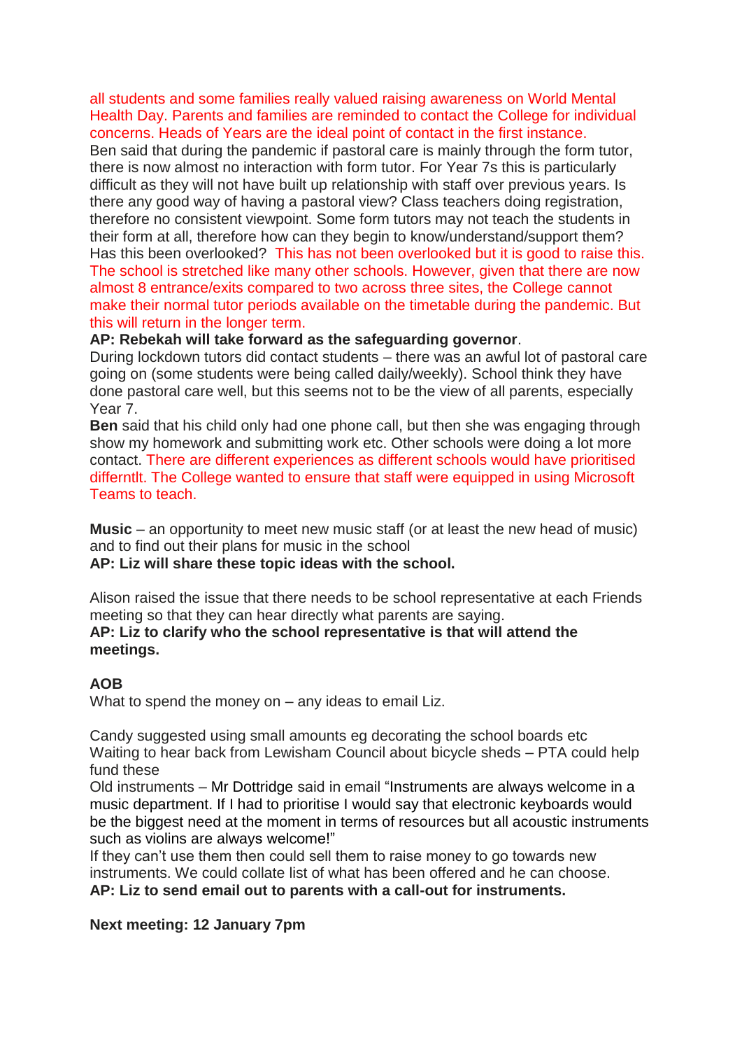all students and some families really valued raising awareness on World Mental Health Day. Parents and families are reminded to contact the College for individual concerns. Heads of Years are the ideal point of contact in the first instance.
Ben said that during the pandemic if pastoral care is mainly through the form tutor, there is now almost no interaction with form tutor. For Year 7s this is particularly difficult as they will not have built up relationship with staff over previous years. Is there any good way of having a pastoral view? Class teachers doing registration, therefore no consistent viewpoint. Some form tutors may not teach the students in their form at all, therefore how can they begin to know/understand/support them? Has this been overlooked? This has not been overlooked but it is good to raise this. The school is stretched like many other schools. However, given that there are now almost 8 entrance/exits compared to two across three sites, the College cannot make their normal tutor periods available on the timetable during the pandemic. But this will return in the longer term.
**AP: Rebekah will take forward as the safeguarding governor**.
During lockdown tutors did contact students – there was an awful lot of pastoral care going on (some students were being called daily/weekly). School think they have done pastoral care well, but this seems not to be the view of all parents, especially Year 7.
**Ben** said that his child only had one phone call, but then she was engaging through show my homework and submitting work etc. Other schools were doing a lot more contact. There are different experiences as different schools would have prioritised differntlt. The College wanted to ensure that staff were equipped in using Microsoft Teams to teach.

**Music** – an opportunity to meet new music staff (or at least the new head of music) and to find out their plans for music in the school
**AP: Liz will share these topic ideas with the school.**

Alison raised the issue that there needs to be school representative at each Friends meeting so that they can hear directly what parents are saying.
**AP: Liz to clarify who the school representative is that will attend the meetings.**

**AOB**
What to spend the money on – any ideas to email Liz.

Candy suggested using small amounts eg decorating the school boards etc
Waiting to hear back from Lewisham Council about bicycle sheds – PTA could help fund these
Old instruments – Mr Dottridge said in email "Instruments are always welcome in a music department. If I had to prioritise I would say that electronic keyboards would be the biggest need at the moment in terms of resources but all acoustic instruments such as violins are always welcome!"
If they can't use them then could sell them to raise money to go towards new instruments. We could collate list of what has been offered and he can choose.
**AP: Liz to send email out to parents with a call-out for instruments.**

**Next meeting: 12 January 7pm**